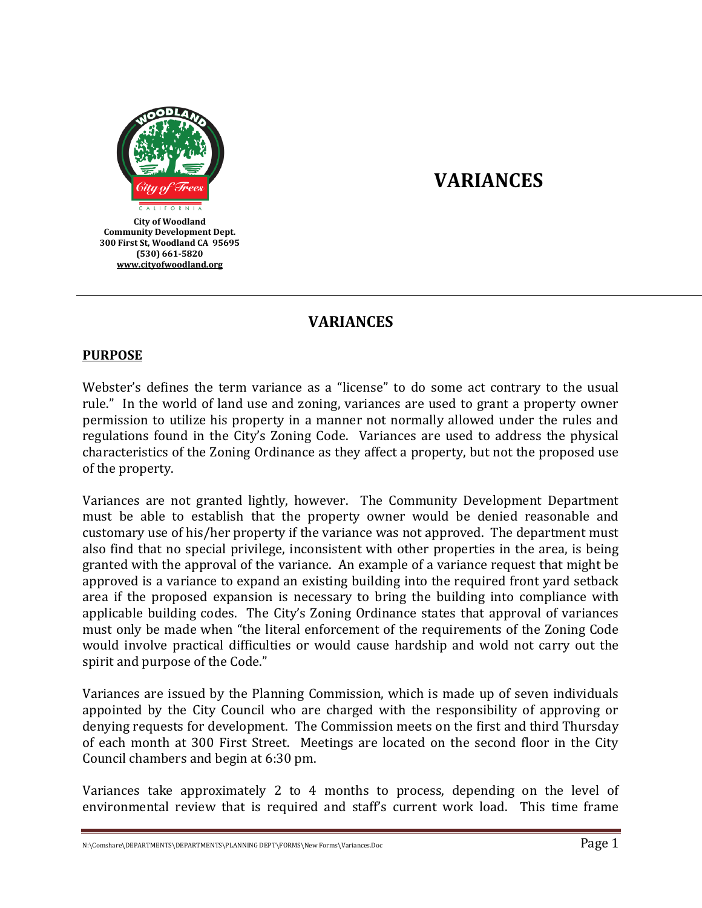City of Woodland
Community Development Dept.
300 First St, Woodland CA 95695
(530) 661-5820
www.cityofwoodland.org

# VARIANCES

## VARIANCES

### PURPOSE

Webster's defines the term variance as a "license" to do some act contrary to the usual rule." In the world of land use and zoning, variances are used to grant a property owner permission to utilize his property in a manner not normally allowed under the rules and regulations found in the City's Zoning Code. Variances are used to address the physical characteristics of the Zoning Ordinance as they affect a property, but not the proposed use of the property.

Variances are not granted lightly, however. The Community Development Department must be able to establish that the property owner would be denied reasonable and customary use of his/her property if the variance was not approved. The department must also find that no special privilege, inconsistent with other properties in the area, is being granted with the approval of the variance. An example of a variance request that might be approved is a variance to expand an existing building into the required front yard setback area if the proposed expansion is necessary to bring the building into compliance with applicable building codes. The City's Zoning Ordinance states that approval of variances must only be made when "the literal enforcement of the requirements of the Zoning Code would involve practical difficulties or would cause hardship and wold not carry out the spirit and purpose of the Code."

Variances are issued by the Planning Commission, which is made up of seven individuals appointed by the City Council who are charged with the responsibility of approving or denying requests for development. The Commission meets on the first and third Thursday of each month at 300 First Street. Meetings are located on the second floor in the City Council chambers and begin at 6:30 pm.

Variances take approximately 2 to 4 months to process, depending on the level of environmental review that is required and staff's current work load. This time frame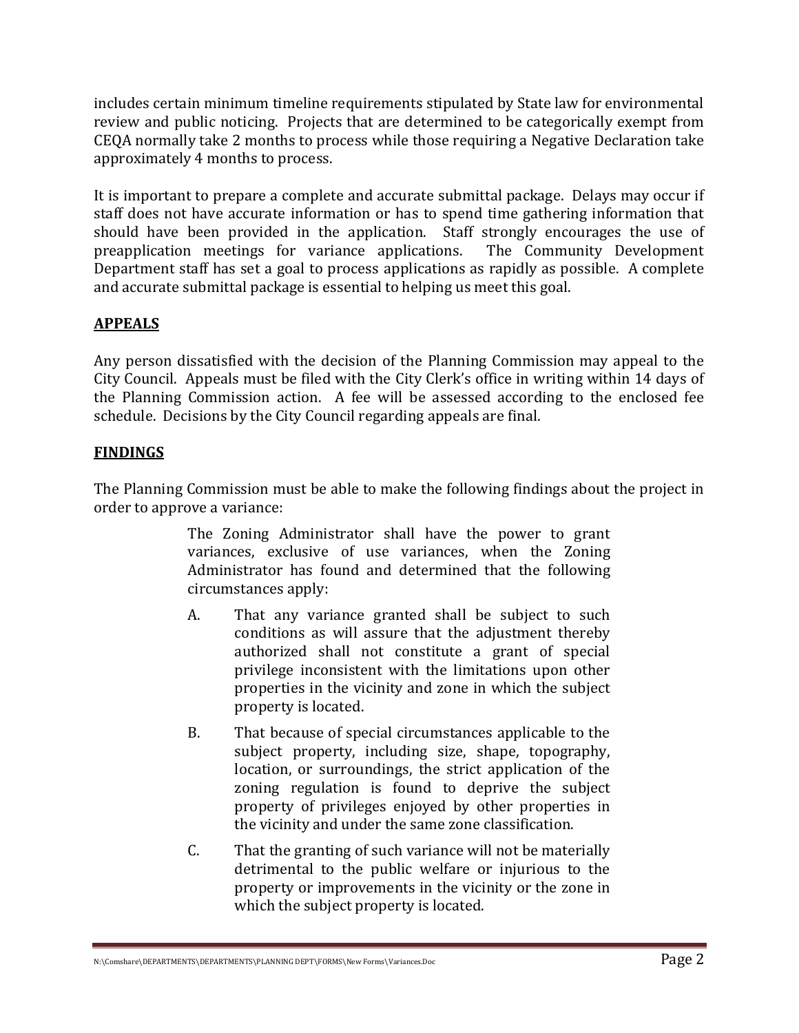includes certain minimum timeline requirements stipulated by State law for environmental review and public noticing. Projects that are determined to be categorically exempt from CEQA normally take 2 months to process while those requiring a Negative Declaration take approximately 4 months to process.

It is important to prepare a complete and accurate submittal package. Delays may occur if staff does not have accurate information or has to spend time gathering information that should have been provided in the application. Staff strongly encourages the use of preapplication meetings for variance applications. The Community Development Department staff has set a goal to process applications as rapidly as possible. A complete and accurate submittal package is essential to helping us meet this goal.

## APPEALS

Any person dissatisfied with the decision of the Planning Commission may appeal to the City Council. Appeals must be filed with the City Clerk's office in writing within 14 days of the Planning Commission action. A fee will be assessed according to the enclosed fee schedule. Decisions by the City Council regarding appeals are final.

## FINDINGS

The Planning Commission must be able to make the following findings about the project in order to approve a variance:

> The Zoning Administrator shall have the power to grant variances, exclusive of use variances, when the Zoning Administrator has found and determined that the following circumstances apply:
>
> A. That any variance granted shall be subject to such conditions as will assure that the adjustment thereby authorized shall not constitute a grant of special privilege inconsistent with the limitations upon other properties in the vicinity and zone in which the subject property is located.
>
> B. That because of special circumstances applicable to the subject property, including size, shape, topography, location, or surroundings, the strict application of the zoning regulation is found to deprive the subject property of privileges enjoyed by other properties in the vicinity and under the same zone classification.
>
> C. That the granting of such variance will not be materially detrimental to the public welfare or injurious to the property or improvements in the vicinity or the zone in which the subject property is located.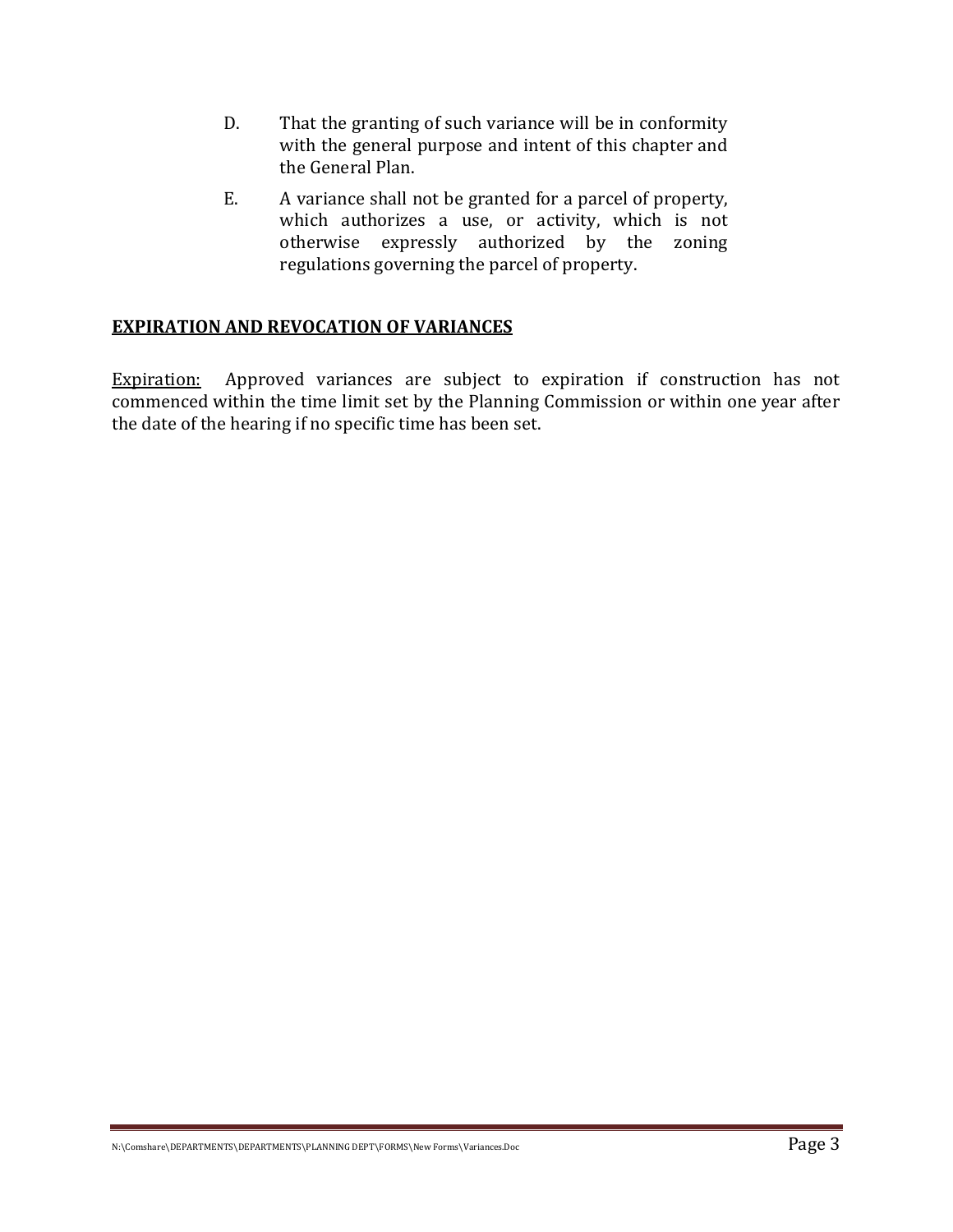D. That the granting of such variance will be in conformity with the general purpose and intent of this chapter and the General Plan.

E. A variance shall not be granted for a parcel of property, which authorizes a use, or activity, which is not otherwise expressly authorized by the zoning regulations governing the parcel of property.

## **EXPIRATION AND REVOCATION OF VARIANCES**

Expiration: Approved variances are subject to expiration if construction has not commenced within the time limit set by the Planning Commission or within one year after the date of the hearing if no specific time has been set.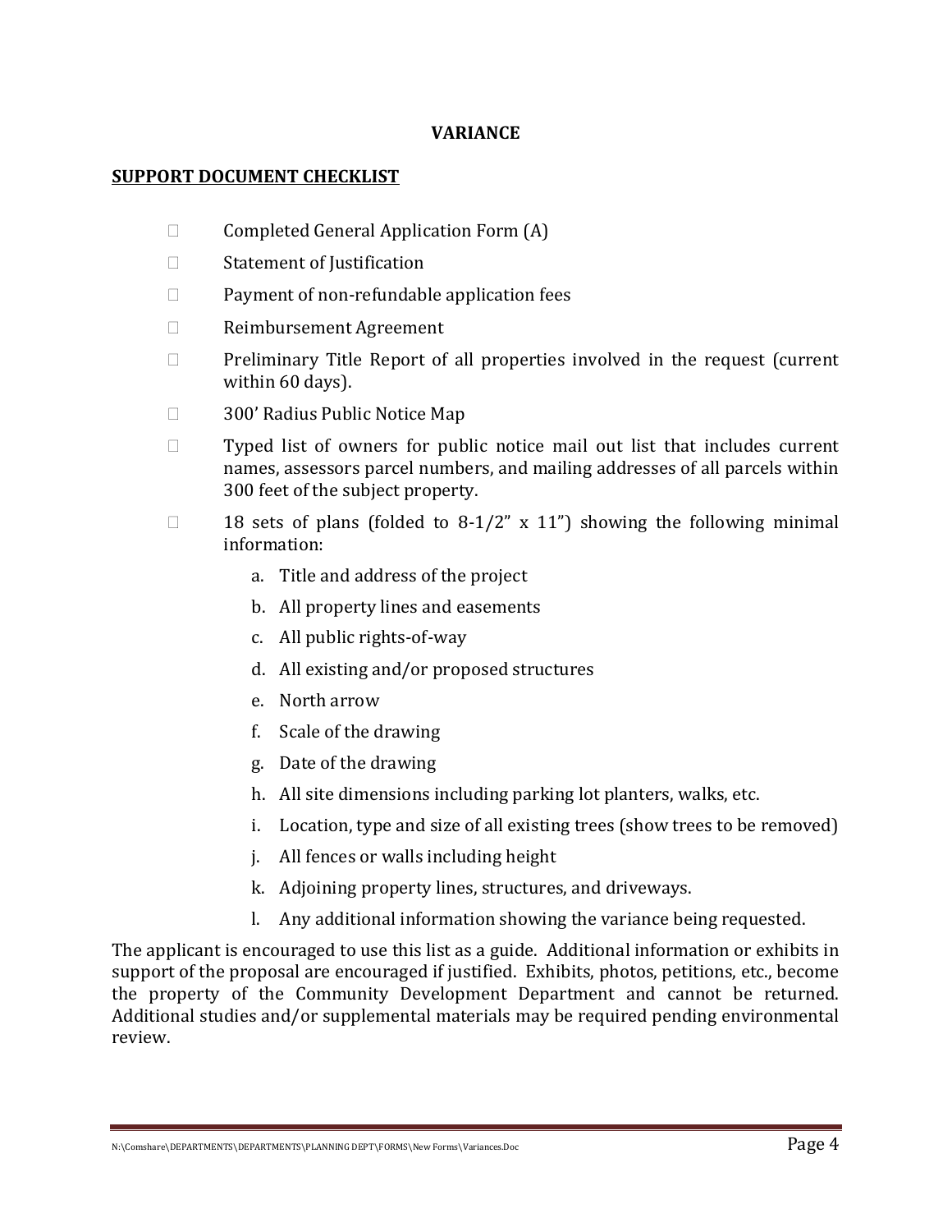# VARIANCE

## SUPPORT DOCUMENT CHECKLIST

- ☐ Completed General Application Form (A)
- ☐ Statement of Justification
- ☐ Payment of non-refundable application fees
- ☐ Reimbursement Agreement
- ☐ Preliminary Title Report of all properties involved in the request (current within 60 days).
- ☐ 300' Radius Public Notice Map
- ☐ Typed list of owners for public notice mail out list that includes current names, assessors parcel numbers, and mailing addresses of all parcels within 300 feet of the subject property.
- ☐ 18 sets of plans (folded to 8-1/2" x 11") showing the following minimal information:
    a. Title and address of the project
    b. All property lines and easements
    c. All public rights-of-way
    d. All existing and/or proposed structures
    e. North arrow
    f. Scale of the drawing
    g. Date of the drawing
    h. All site dimensions including parking lot planters, walks, etc.
    i. Location, type and size of all existing trees (show trees to be removed)
    j. All fences or walls including height
    k. Adjoining property lines, structures, and driveways.
    l. Any additional information showing the variance being requested.

The applicant is encouraged to use this list as a guide. Additional information or exhibits in support of the proposal are encouraged if justified. Exhibits, photos, petitions, etc., become the property of the Community Development Department and cannot be returned. Additional studies and/or supplemental materials may be required pending environmental review.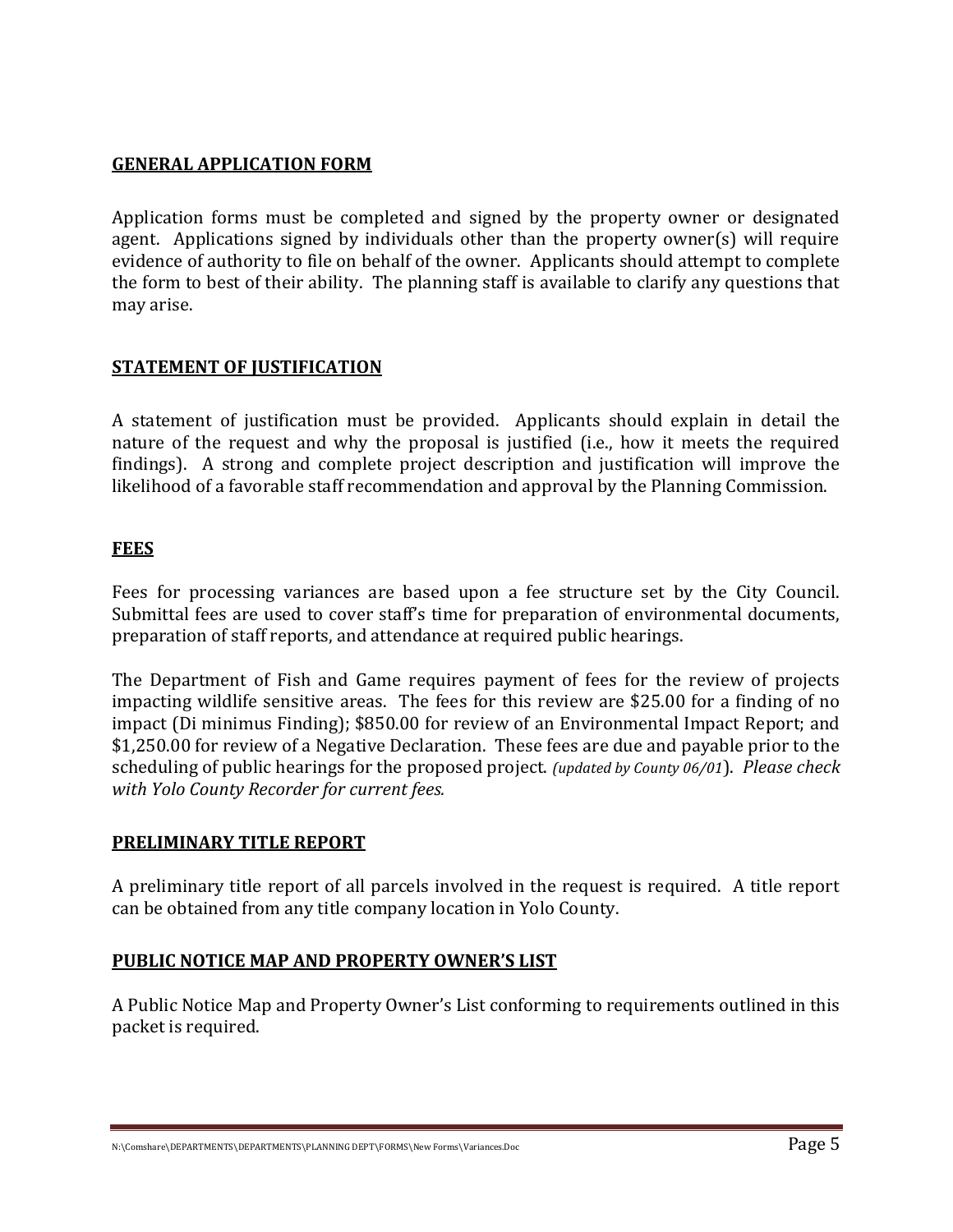**GENERAL APPLICATION FORM**

Application forms must be completed and signed by the property owner or designated agent. Applications signed by individuals other than the property owner(s) will require evidence of authority to file on behalf of the owner. Applicants should attempt to complete the form to best of their ability. The planning staff is available to clarify any questions that may arise.

**STATEMENT OF JUSTIFICATION**

A statement of justification must be provided. Applicants should explain in detail the nature of the request and why the proposal is justified (i.e., how it meets the required findings). A strong and complete project description and justification will improve the likelihood of a favorable staff recommendation and approval by the Planning Commission.

**FEES**

Fees for processing variances are based upon a fee structure set by the City Council. Submittal fees are used to cover staff's time for preparation of environmental documents, preparation of staff reports, and attendance at required public hearings.

The Department of Fish and Game requires payment of fees for the review of projects impacting wildlife sensitive areas. The fees for this review are $25.00 for a finding of no impact (Di minimus Finding); $850.00 for review of an Environmental Impact Report; and $1,250.00 for review of a Negative Declaration. These fees are due and payable prior to the scheduling of public hearings for the proposed project. *(updated by County 06/01)*. *Please check with Yolo County Recorder for current fees.*

**PRELIMINARY TITLE REPORT**

A preliminary title report of all parcels involved in the request is required. A title report can be obtained from any title company location in Yolo County.

**PUBLIC NOTICE MAP AND PROPERTY OWNER'S LIST**

A Public Notice Map and Property Owner's List conforming to requirements outlined in this packet is required.

N:\Comshare\DEPARTMENTS\DEPARTMENTS\PLANNING DEPT\FORMS\New Forms\Variances.Doc